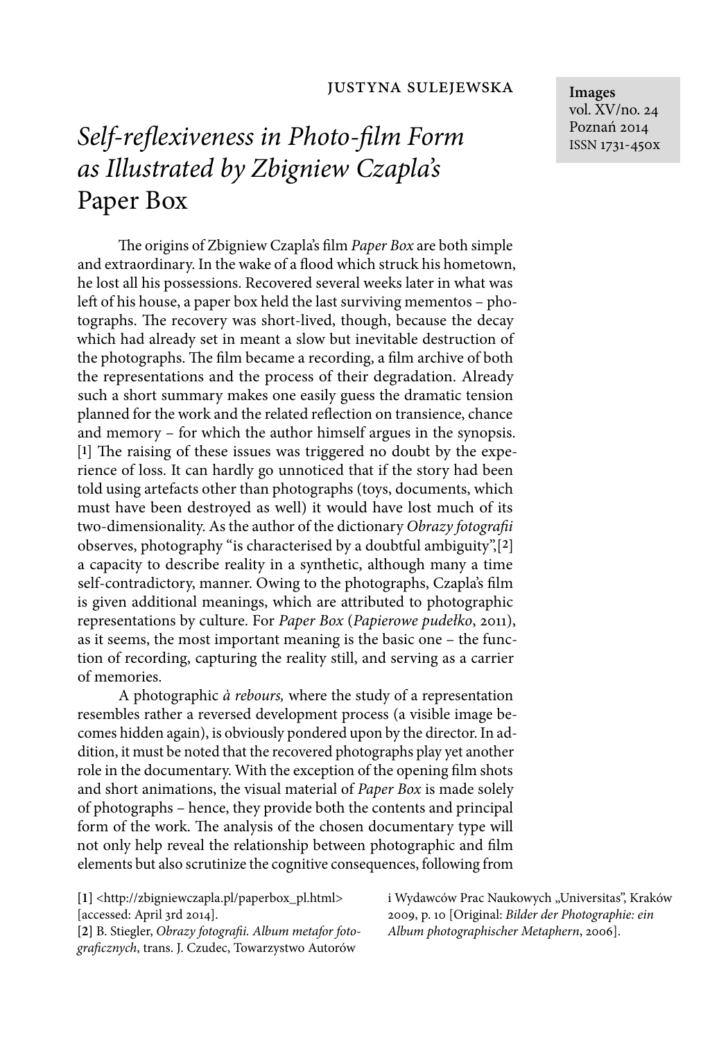JUSTYNA SULEJEWSKA

**Images**
vol. XV/no. 24
Poznań 2014
ISSN 1731-450x

# *Self-reflexiveness in Photo-film Form as Illustrated by Zbigniew Czapla's* Paper Box

The origins of Zbigniew Czapla's film *Paper Box* are both simple and extraordinary. In the wake of a flood which struck his hometown, he lost all his possessions. Recovered several weeks later in what was left of his house, a paper box held the last surviving mementos – photographs. The recovery was short-lived, though, because the decay which had already set in meant a slow but inevitable destruction of the photographs. The film became a recording, a film archive of both the representations and the process of their degradation. Already such a short summary makes one easily guess the dramatic tension planned for the work and the related reflection on transience, chance and memory – for which the author himself argues in the synopsis.[1] The raising of these issues was triggered no doubt by the experience of loss. It can hardly go unnoticed that if the story had been told using artefacts other than photographs (toys, documents, which must have been destroyed as well) it would have lost much of its two-dimensionality. As the author of the dictionary *Obrazy fotografii* observes, photography "is characterised by a doubtful ambiguity",[2] a capacity to describe reality in a synthetic, although many a time self-contradictory, manner. Owing to the photographs, Czapla's film is given additional meanings, which are attributed to photographic representations by culture. For *Paper Box* (*Papierowe pudełko*, 2011), as it seems, the most important meaning is the basic one – the function of recording, capturing the reality still, and serving as a carrier of memories.

A photographic *à rebours,* where the study of a representation resembles rather a reversed development process (a visible image becomes hidden again), is obviously pondered upon by the director. In addition, it must be noted that the recovered photographs play yet another role in the documentary. With the exception of the opening film shots and short animations, the visual material of *Paper Box* is made solely of photographs – hence, they provide both the contents and principal form of the work. The analysis of the chosen documentary type will not only help reveal the relationship between photographic and film elements but also scrutinize the cognitive consequences, following from

[1] <http://zbigniewczapla.pl/paperbox_pl.html> [accessed: April 3rd 2014].

[2] B. Stiegler, *Obrazy fotografii. Album metafor fotograficznych*, trans. J. Czudec, Towarzystwo Autorów i Wydawców Prac Naukowych „Universitas", Kraków 2009, p. 10 [Original: *Bilder der Photographie: ein Album photographischer Metaphern*, 2006].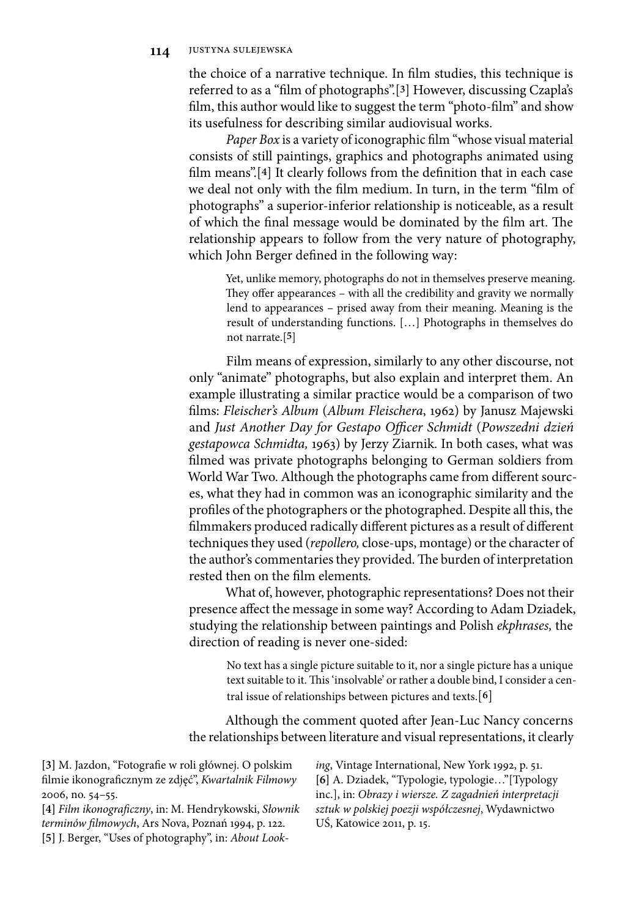the choice of a narrative technique. In film studies, this technique is referred to as a "film of photographs".[3] However, discussing Czapla's film, this author would like to suggest the term "photo-film" and show its usefulness for describing similar audiovisual works.

*Paper Box* is a variety of iconographic film "whose visual material consists of still paintings, graphics and photographs animated using film means".[4] It clearly follows from the definition that in each case we deal not only with the film medium. In turn, in the term "film of photographs" a superior-inferior relationship is noticeable, as a result of which the final message would be dominated by the film art. The relationship appears to follow from the very nature of photography, which John Berger defined in the following way:

> Yet, unlike memory, photographs do not in themselves preserve meaning. They offer appearances – with all the credibility and gravity we normally lend to appearances – prised away from their meaning. Meaning is the result of understanding functions. […] Photographs in themselves do not narrate.[5]

Film means of expression, similarly to any other discourse, not only "animate" photographs, but also explain and interpret them. An example illustrating a similar practice would be a comparison of two films: *Fleischer's Album* (*Album Fleischera*, 1962) by Janusz Majewski and *Just Another Day for Gestapo Officer Schmidt* (*Powszedni dzień gestapowca Schmidta,* 1963) by Jerzy Ziarnik. In both cases, what was filmed was private photographs belonging to German soldiers from World War Two. Although the photographs came from different sources, what they had in common was an iconographic similarity and the profiles of the photographers or the photographed. Despite all this, the filmmakers produced radically different pictures as a result of different techniques they used (*repollero,* close-ups, montage) or the character of the author's commentaries they provided. The burden of interpretation rested then on the film elements.

What of, however, photographic representations? Does not their presence affect the message in some way? According to Adam Dziadek, studying the relationship between paintings and Polish *ekphrases,* the direction of reading is never one-sided:

> No text has a single picture suitable to it, nor a single picture has a unique text suitable to it. This 'insolvable' or rather a double bind, I consider a central issue of relationships between pictures and texts.[6]

Although the comment quoted after Jean-Luc Nancy concerns the relationships between literature and visual representations, it clearly

[3] M. Jazdon, "Fotografie w roli głównej. O polskim filmie ikonograficznym ze zdjęć", *Kwartalnik Filmowy* 2006, no. 54–55.

[4] *Film ikonograficzny*, in: M. Hendrykowski, *Słownik terminów filmowych*, Ars Nova, Poznań 1994, p. 122.

[5] J. Berger, "Uses of photography", in: *About Looking*, Vintage International, New York 1992, p. 51.

[6] A. Dziadek, "Typologie, typologie…"[Typology inc.], in: *Obrazy i wiersze. Z zagadnień interpretacji sztuk w polskiej poezji współczesnej*, Wydawnictwo UŚ, Katowice 2011, p. 15.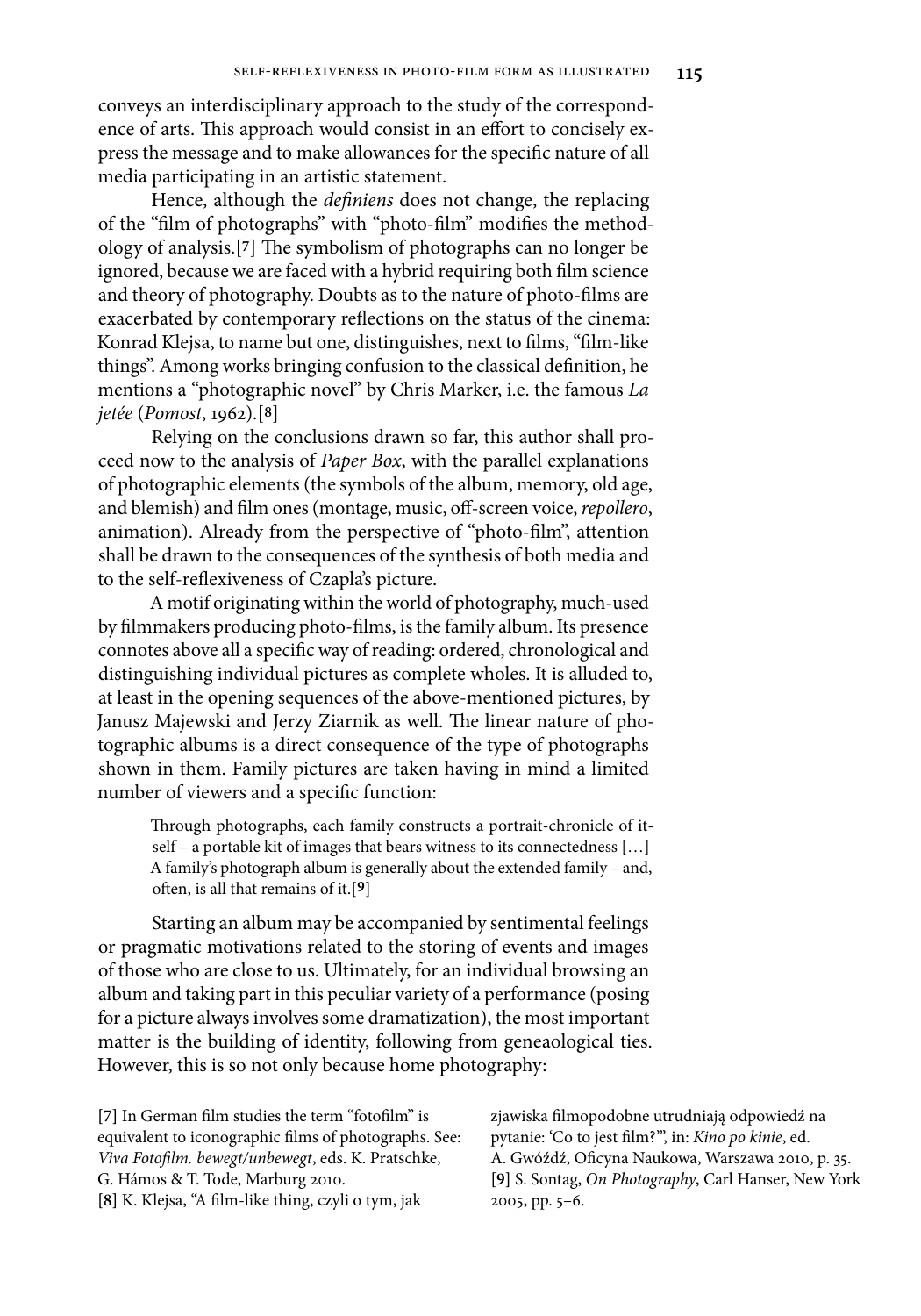conveys an interdisciplinary approach to the study of the correspondence of arts. This approach would consist in an effort to concisely express the message and to make allowances for the specific nature of all media participating in an artistic statement.

Hence, although the *definiens* does not change, the replacing of the "film of photographs" with "photo-film" modifies the methodology of analysis.[7] The symbolism of photographs can no longer be ignored, because we are faced with a hybrid requiring both film science and theory of photography. Doubts as to the nature of photo-films are exacerbated by contemporary reflections on the status of the cinema: Konrad Klejsa, to name but one, distinguishes, next to films, "film-like things". Among works bringing confusion to the classical definition, he mentions a "photographic novel" by Chris Marker, i.e. the famous *La jetée* (*Pomost*, 1962).[8]

Relying on the conclusions drawn so far, this author shall proceed now to the analysis of *Paper Box*, with the parallel explanations of photographic elements (the symbols of the album, memory, old age, and blemish) and film ones (montage, music, off-screen voice, *repollero*, animation). Already from the perspective of "photo-film", attention shall be drawn to the consequences of the synthesis of both media and to the self-reflexiveness of Czapla's picture.

A motif originating within the world of photography, much-used by filmmakers producing photo-films, is the family album. Its presence connotes above all a specific way of reading: ordered, chronological and distinguishing individual pictures as complete wholes. It is alluded to, at least in the opening sequences of the above-mentioned pictures, by Janusz Majewski and Jerzy Ziarnik as well. The linear nature of photographic albums is a direct consequence of the type of photographs shown in them. Family pictures are taken having in mind a limited number of viewers and a specific function:

> Through photographs, each family constructs a portrait-chronicle of itself – a portable kit of images that bears witness to its connectedness […] A family's photograph album is generally about the extended family – and, often, is all that remains of it.[9]

Starting an album may be accompanied by sentimental feelings or pragmatic motivations related to the storing of events and images of those who are close to us. Ultimately, for an individual browsing an album and taking part in this peculiar variety of a performance (posing for a picture always involves some dramatization), the most important matter is the building of identity, following from geneaological ties. However, this is so not only because home photography:

[7] In German film studies the term "fotofilm" is equivalent to iconographic films of photographs. See: *Viva Fotofilm. bewegt/unbewegt*, eds. K. Pratschke, G. Hámos & T. Tode, Marburg 2010.

[8] K. Klejsa, "A film-like thing, czyli o tym, jak zjawiska filmopodobne utrudniają odpowiedź na pytanie: 'Co to jest film?'", in: *Kino po kinie*, ed. A. Gwóźdź, Oficyna Naukowa, Warszawa 2010, p. 35.

[9] S. Sontag, *On Photography*, Carl Hanser, New York 2005, pp. 5–6.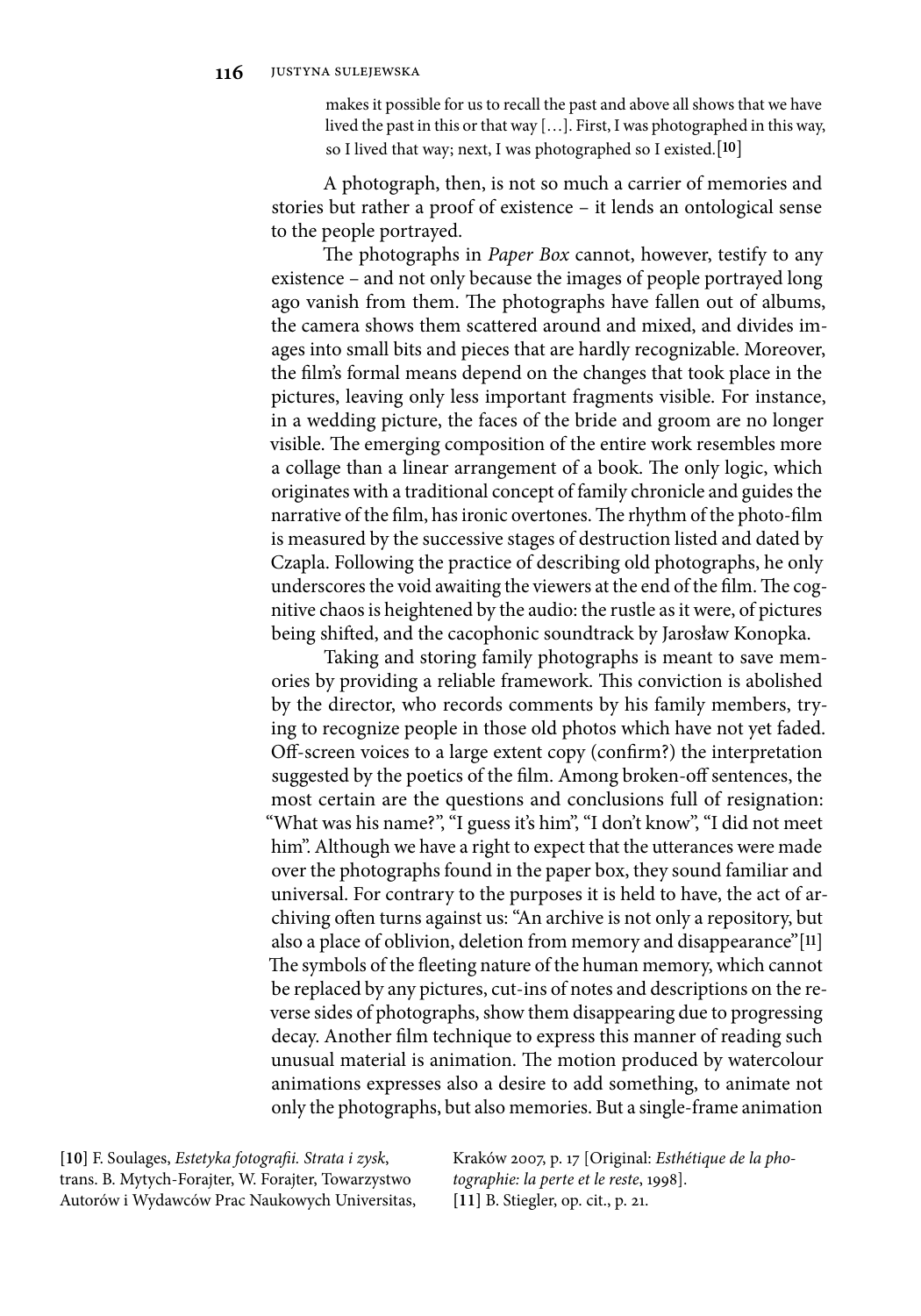> makes it possible for us to recall the past and above all shows that we have lived the past in this or that way […]. First, I was photographed in this way, so I lived that way; next, I was photographed so I existed.[10]

A photograph, then, is not so much a carrier of memories and stories but rather a proof of existence – it lends an ontological sense to the people portrayed.

The photographs in *Paper Box* cannot, however, testify to any existence – and not only because the images of people portrayed long ago vanish from them. The photographs have fallen out of albums, the camera shows them scattered around and mixed, and divides images into small bits and pieces that are hardly recognizable. Moreover, the film's formal means depend on the changes that took place in the pictures, leaving only less important fragments visible. For instance, in a wedding picture, the faces of the bride and groom are no longer visible. The emerging composition of the entire work resembles more a collage than a linear arrangement of a book. The only logic, which originates with a traditional concept of family chronicle and guides the narrative of the film, has ironic overtones. The rhythm of the photo-film is measured by the successive stages of destruction listed and dated by Czapla. Following the practice of describing old photographs, he only underscores the void awaiting the viewers at the end of the film. The cognitive chaos is heightened by the audio: the rustle as it were, of pictures being shifted, and the cacophonic soundtrack by Jarosław Konopka.

Taking and storing family photographs is meant to save memories by providing a reliable framework. This conviction is abolished by the director, who records comments by his family members, trying to recognize people in those old photos which have not yet faded. Off-screen voices to a large extent copy (confirm?) the interpretation suggested by the poetics of the film. Among broken-off sentences, the most certain are the questions and conclusions full of resignation: "What was his name?", "I guess it's him", "I don't know", "I did not meet him". Although we have a right to expect that the utterances were made over the photographs found in the paper box, they sound familiar and universal. For contrary to the purposes it is held to have, the act of archiving often turns against us: "An archive is not only a repository, but also a place of oblivion, deletion from memory and disappearance"[11] The symbols of the fleeting nature of the human memory, which cannot be replaced by any pictures, cut-ins of notes and descriptions on the reverse sides of photographs, show them disappearing due to progressing decay. Another film technique to express this manner of reading such unusual material is animation. The motion produced by watercolour animations expresses also a desire to add something, to animate not only the photographs, but also memories. But a single-frame animation

[10] F. Soulages, *Estetyka fotografii. Strata i zysk*, trans. B. Mytych-Forajter, W. Forajter, Towarzystwo Autorów i Wydawców Prac Naukowych Universitas, Kraków 2007, p. 17 [Original: *Esthétique de la photographie: la perte et le reste*, 1998].

[11] B. Stiegler, op. cit., p. 21.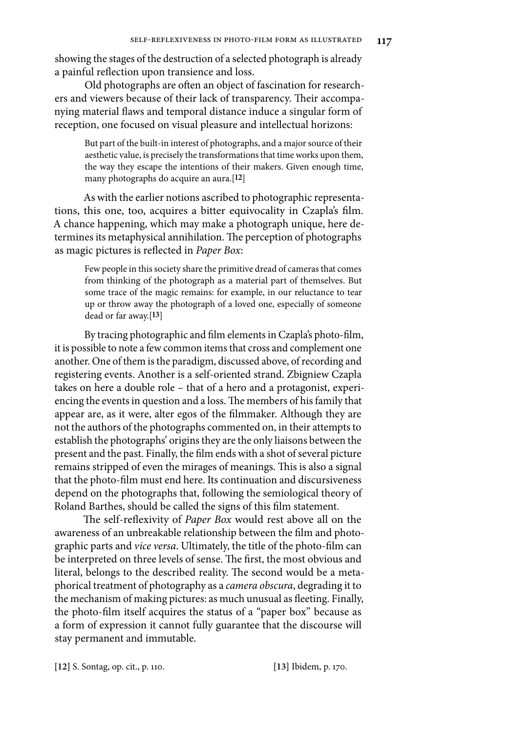showing the stages of the destruction of a selected photograph is already a painful reflection upon transience and loss.

Old photographs are often an object of fascination for researchers and viewers because of their lack of transparency. Their accompanying material flaws and temporal distance induce a singular form of reception, one focused on visual pleasure and intellectual horizons:

> But part of the built-in interest of photographs, and a major source of their aesthetic value, is precisely the transformations that time works upon them, the way they escape the intentions of their makers. Given enough time, many photographs do acquire an aura.[12]

As with the earlier notions ascribed to photographic representations, this one, too, acquires a bitter equivocality in Czapla's film. A chance happening, which may make a photograph unique, here determines its metaphysical annihilation. The perception of photographs as magic pictures is reflected in *Paper Box*:

> Few people in this society share the primitive dread of cameras that comes from thinking of the photograph as a material part of themselves. But some trace of the magic remains: for example, in our reluctance to tear up or throw away the photograph of a loved one, especially of someone dead or far away.[13]

By tracing photographic and film elements in Czapla's photo-film, it is possible to note a few common items that cross and complement one another. One of them is the paradigm, discussed above, of recording and registering events. Another is a self-oriented strand. Zbigniew Czapla takes on here a double role – that of a hero and a protagonist, experiencing the events in question and a loss. The members of his family that appear are, as it were, alter egos of the filmmaker. Although they are not the authors of the photographs commented on, in their attempts to establish the photographs' origins they are the only liaisons between the present and the past. Finally, the film ends with a shot of several picture remains stripped of even the mirages of meanings. This is also a signal that the photo-film must end here. Its continuation and discursiveness depend on the photographs that, following the semiological theory of Roland Barthes, should be called the signs of this film statement.

The self-reflexivity of *Paper Box* would rest above all on the awareness of an unbreakable relationship between the film and photographic parts and *vice versa*. Ultimately, the title of the photo-film can be interpreted on three levels of sense. The first, the most obvious and literal, belongs to the described reality. The second would be a metaphorical treatment of photography as a *camera obscura*, degrading it to the mechanism of making pictures: as much unusual as fleeting. Finally, the photo-film itself acquires the status of a "paper box" because as a form of expression it cannot fully guarantee that the discourse will stay permanent and immutable.

[12] S. Sontag, op. cit., p. 110.

[13] Ibidem, p. 170.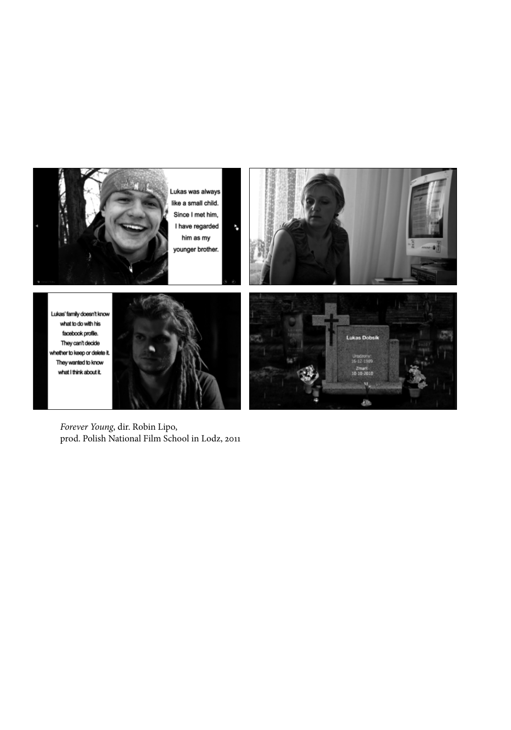*Forever Young*, dir. Robin Lipo,
prod. Polish National Film School in Lodz, 2011